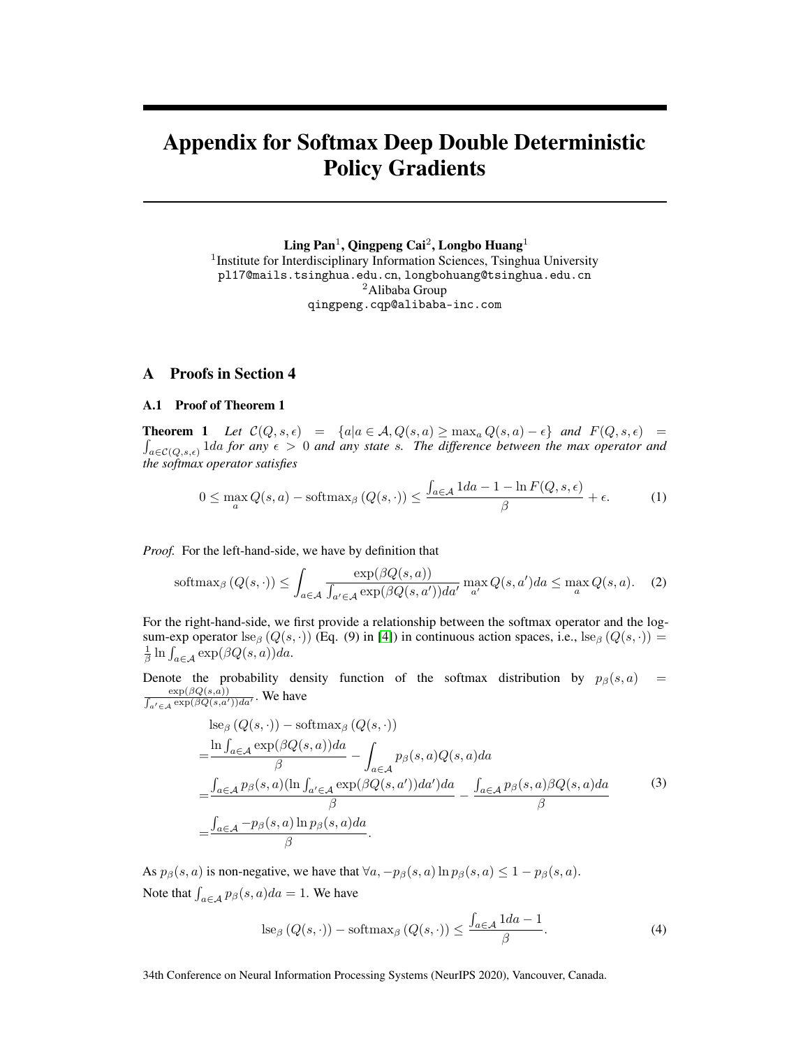# Appendix for Softmax Deep Double Deterministic Policy Gradients

**Ling Pan**[1], **Qingpeng Cai**[2], **Longbo Huang**[1]

[1]Institute for Interdisciplinary Information Sciences, Tsinghua University
pl17@mails.tsinghua.edu.cn, longbohuang@tsinghua.edu.cn
[2]Alibaba Group
qingpeng.cqp@alibaba-inc.com

## A Proofs in Section 4

### A.1 Proof of Theorem 1

**Theorem 1** *Let $\mathcal{C}(Q, s, \epsilon) = \{a | a \in \mathcal{A}, Q(s, a) \geq \max_a Q(s, a) - \epsilon\}$ and $F(Q, s, \epsilon) = \int_{a \in \mathcal{C}(Q,s,\epsilon)} 1 da$ for any $\epsilon > 0$ and any state $s$. The difference between the max operator and the softmax operator satisfies*

$$0 \leq \max_a Q(s, a) - \text{softmax}_\beta \left(Q(s, \cdot)\right) \leq \frac{\int_{a \in \mathcal{A}} 1 da - 1 - \ln F(Q, s, \epsilon)}{\beta} + \epsilon. \tag{1}$$

*Proof.* For the left-hand-side, we have by definition that

$$\text{softmax}_\beta \left(Q(s, \cdot)\right) \leq \int_{a \in \mathcal{A}} \frac{\exp(\beta Q(s, a))}{\int_{a' \in \mathcal{A}} \exp(\beta Q(s, a')) da'} \max_{a'} Q(s, a') da \leq \max_a Q(s, a). \tag{2}$$

For the right-hand-side, we first provide a relationship between the softmax operator and the log-sum-exp operator $\text{lse}_\beta \left(Q(s, \cdot)\right)$ (Eq. (9) in [4]) in continuous action spaces, i.e., $\text{lse}_\beta \left(Q(s, \cdot)\right) = \frac{1}{\beta} \ln \int_{a \in \mathcal{A}} \exp(\beta Q(s, a)) da$.

Denote the probability density function of the softmax distribution by $p_\beta(s, a) = \frac{\exp(\beta Q(s,a))}{\int_{a' \in \mathcal{A}} \exp(\beta Q(s,a')) da'}$. We have

$$\begin{aligned}
&\text{lse}_\beta \left(Q(s, \cdot)\right) - \text{softmax}_\beta \left(Q(s, \cdot)\right) \\
=&\frac{\ln \int_{a \in \mathcal{A}} \exp(\beta Q(s, a)) da}{\beta} - \int_{a \in \mathcal{A}} p_\beta(s, a) Q(s, a) da \\
=&\frac{\int_{a \in \mathcal{A}} p_\beta(s, a) (\ln \int_{a' \in \mathcal{A}} \exp(\beta Q(s, a')) da') da}{\beta} - \frac{\int_{a \in \mathcal{A}} p_\beta(s, a) \beta Q(s, a) da}{\beta} \\
=&\frac{\int_{a \in \mathcal{A}} -p_\beta(s, a) \ln p_\beta(s, a) da}{\beta}.
\end{aligned} \tag{3}$$

As $p_\beta(s, a)$ is non-negative, we have that $\forall a, -p_\beta(s, a) \ln p_\beta(s, a) \leq 1 - p_\beta(s, a)$.

Note that $\int_{a \in \mathcal{A}} p_\beta(s, a) da = 1$. We have

$$\text{lse}_\beta \left(Q(s, \cdot)\right) - \text{softmax}_\beta \left(Q(s, \cdot)\right) \leq \frac{\int_{a \in \mathcal{A}} 1 da - 1}{\beta}. \tag{4}$$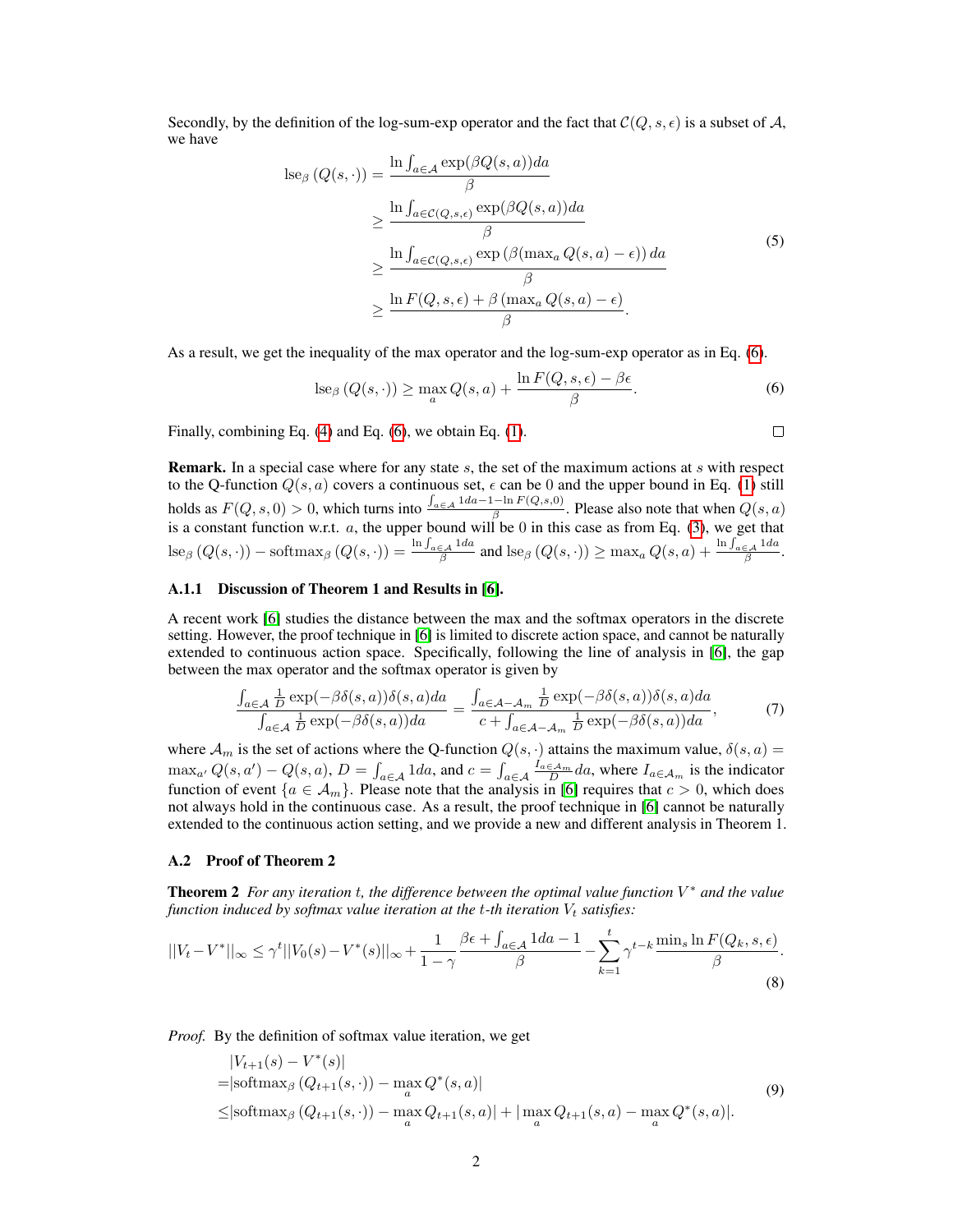Secondly, by the definition of the log-sum-exp operator and the fact that $\mathcal{C}(Q, s, \epsilon)$ is a subset of $\mathcal{A}$, we have

$$
\begin{aligned}
\text{lse}_\beta\left(Q(s, \cdot)\right) &= \frac{\ln \int_{a \in \mathcal{A}} \exp(\beta Q(s,a)) da}{\beta} \\
&\geq \frac{\ln \int_{a \in \mathcal{C}(Q,s,\epsilon)} \exp(\beta Q(s,a)) da}{\beta} \\
&\geq \frac{\ln \int_{a \in \mathcal{C}(Q,s,\epsilon)} \exp\left(\beta (\max_a Q(s,a) - \epsilon)\right) da}{\beta} \\
&\geq \frac{\ln F(Q, s, \epsilon) + \beta\left(\max_a Q(s,a) - \epsilon\right)}{\beta}.
\end{aligned} \tag{5}
$$

As a result, we get the inequality of the max operator and the log-sum-exp operator as in Eq. (6).

$$
\text{lse}_\beta\left(Q(s, \cdot)\right) \geq \max_a Q(s,a) + \frac{\ln F(Q, s, \epsilon) - \beta\epsilon}{\beta}. \tag{6}
$$

Finally, combining Eq. (4) and Eq. (6), we obtain Eq. (1). □

**Remark.** In a special case where for any state $s$, the set of the maximum actions at $s$ with respect to the Q-function $Q(s,a)$ covers a continuous set, $\epsilon$ can be 0 and the upper bound in Eq. (1) still holds as $F(Q, s, 0) > 0$, which turns into $\frac{\int_{a \in \mathcal{A}} 1 da - 1 - \ln F(Q,s,0)}{\beta}$. Please also note that when $Q(s,a)$ is a constant function w.r.t. $a$, the upper bound will be 0 in this case as from Eq. (3), we get that $\text{lse}_\beta\left(Q(s,\cdot)\right) - \text{softmax}_\beta\left(Q(s,\cdot)\right) = \frac{\ln \int_{a \in \mathcal{A}} 1 da}{\beta}$ and $\text{lse}_\beta\left(Q(s,\cdot)\right) \geq \max_a Q(s,a) + \frac{\ln \int_{a \in \mathcal{A}} 1 da}{\beta}$.

### A.1.1 Discussion of Theorem 1 and Results in [6].

A recent work [6] studies the distance between the max and the softmax operators in the discrete setting. However, the proof technique in [6] is limited to discrete action space, and cannot be naturally extended to continuous action space. Specifically, following the line of analysis in [6], the gap between the max operator and the softmax operator is given by

$$
\frac{\int_{a \in \mathcal{A}} \frac{1}{D} \exp(-\beta \delta(s,a)) \delta(s,a) da}{\int_{a \in \mathcal{A}} \frac{1}{D} \exp(-\beta \delta(s,a)) da} = \frac{\int_{a \in \mathcal{A} - \mathcal{A}_m} \frac{1}{D} \exp(-\beta \delta(s,a)) \delta(s,a) da}{c + \int_{a \in \mathcal{A} - \mathcal{A}_m} \frac{1}{D} \exp(-\beta \delta(s,a)) da}, \tag{7}
$$

where $\mathcal{A}_m$ is the set of actions where the Q-function $Q(s, \cdot)$ attains the maximum value, $\delta(s,a) = \max_{a'} Q(s,a') - Q(s,a)$, $D = \int_{a \in \mathcal{A}} 1 da$, and $c = \int_{a \in \mathcal{A}} \frac{I_{a \in \mathcal{A}_m}}{D} da$, where $I_{a \in \mathcal{A}_m}$ is the indicator function of event $\{a \in \mathcal{A}_m\}$. Please note that the analysis in [6] requires that $c > 0$, which does not always hold in the continuous case. As a result, the proof technique in [6] cannot be naturally extended to the continuous action setting, and we provide a new and different analysis in Theorem 1.

## A.2 Proof of Theorem 2

**Theorem 2** *For any iteration $t$, the difference between the optimal value function $V^*$ and the value function induced by softmax value iteration at the $t$-th iteration $V_t$ satisfies:*

$$
||V_t - V^*||_\infty \leq \gamma^t ||V_0(s) - V^*(s)||_\infty + \frac{1}{1-\gamma} \frac{\beta\epsilon + \int_{a \in \mathcal{A}} 1 da - 1}{\beta} - \sum_{k=1}^{t} \gamma^{t-k} \frac{\min_s \ln F(Q_k, s, \epsilon)}{\beta}. \tag{8}
$$

*Proof.* By the definition of softmax value iteration, we get

$$
\begin{aligned}
&|V_{t+1}(s) - V^*(s)| \\
=&|\text{softmax}_\beta\left(Q_{t+1}(s,\cdot)\right) - \max_a Q^*(s,a)| \\
\leq&|\text{softmax}_\beta\left(Q_{t+1}(s,\cdot)\right) - \max_a Q_{t+1}(s,a)| + |\max_a Q_{t+1}(s,a) - \max_a Q^*(s,a)|.
\end{aligned} \tag{9}
$$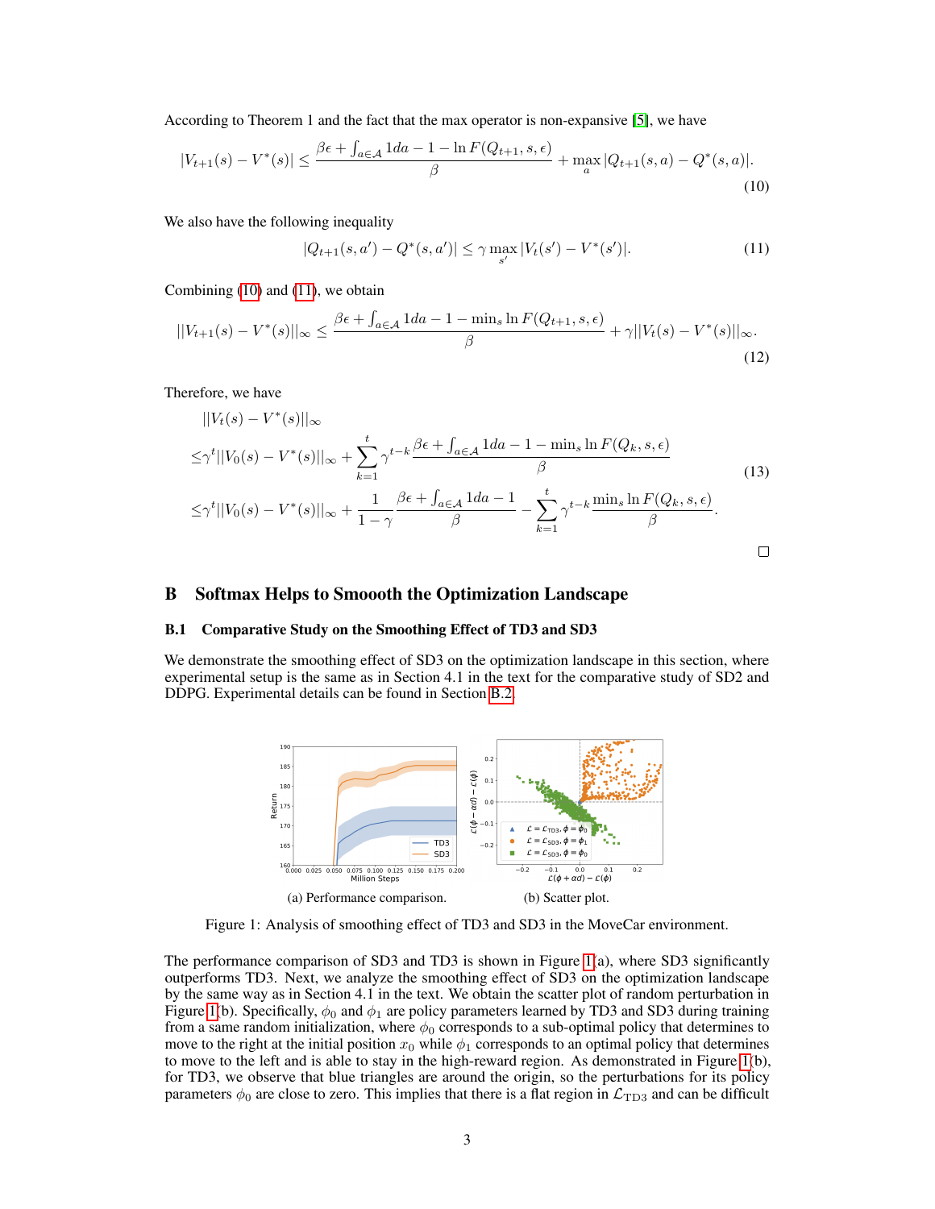According to Theorem 1 and the fact that the max operator is non-expansive [5], we have

$$|V_{t+1}(s) - V^*(s)| \leq \frac{\beta\epsilon + \int_{a \in \mathcal{A}} 1 da - 1 - \ln F(Q_{t+1}, s, \epsilon)}{\beta} + \max_a |Q_{t+1}(s, a) - Q^*(s, a)|. \tag{10}$$

We also have the following inequality

$$|Q_{t+1}(s, a') - Q^*(s, a')| \leq \gamma \max_{s'} |V_t(s') - V^*(s')|. \tag{11}$$

Combining (10) and (11), we obtain

$$||V_{t+1}(s) - V^*(s)||_\infty \leq \frac{\beta\epsilon + \int_{a \in \mathcal{A}} 1 da - 1 - \min_s \ln F(Q_{t+1}, s, \epsilon)}{\beta} + \gamma ||V_t(s) - V^*(s)||_\infty. \tag{12}$$

Therefore, we have

$$\begin{aligned}
&||V_t(s) - V^*(s)||_\infty \\
\leq& \gamma^t ||V_0(s) - V^*(s)||_\infty + \sum_{k=1}^{t} \gamma^{t-k} \frac{\beta\epsilon + \int_{a \in \mathcal{A}} 1 da - 1 - \min_s \ln F(Q_k, s, \epsilon)}{\beta} \\
\leq& \gamma^t ||V_0(s) - V^*(s)||_\infty + \frac{1}{1-\gamma} \frac{\beta\epsilon + \int_{a \in \mathcal{A}} 1 da - 1}{\beta} - \sum_{k=1}^{t} \gamma^{t-k} \frac{\min_s \ln F(Q_k, s, \epsilon)}{\beta}.
\end{aligned} \tag{13}$$

□

# B Softmax Helps to Smoooth the Optimization Landscape

## B.1 Comparative Study on the Smoothing Effect of TD3 and SD3

We demonstrate the smoothing effect of SD3 on the optimization landscape in this section, where experimental setup is the same as in Section 4.1 in the text for the comparative study of SD2 and DDPG. Experimental details can be found in Section B.2.

(a) Performance comparison. (b) Scatter plot.

Figure 1: Analysis of smoothing effect of TD3 and SD3 in the MoveCar environment.

The performance comparison of SD3 and TD3 is shown in Figure 1(a), where SD3 significantly outperforms TD3. Next, we analyze the smoothing effect of SD3 on the optimization landscape by the same way as in Section 4.1 in the text. We obtain the scatter plot of random perturbation in Figure 1(b). Specifically, $\phi_0$ and $\phi_1$ are policy parameters learned by TD3 and SD3 during training from a same random initialization, where $\phi_0$ corresponds to a sub-optimal policy that determines to move to the right at the initial position $x_0$ while $\phi_1$ corresponds to an optimal policy that determines to move to the left and is able to stay in the high-reward region. As demonstrated in Figure 1(b), for TD3, we observe that blue triangles are around the origin, so the perturbations for its policy parameters $\phi_0$ are close to zero. This implies that there is a flat region in $\mathcal{L}_{\text{TD3}}$ and can be difficult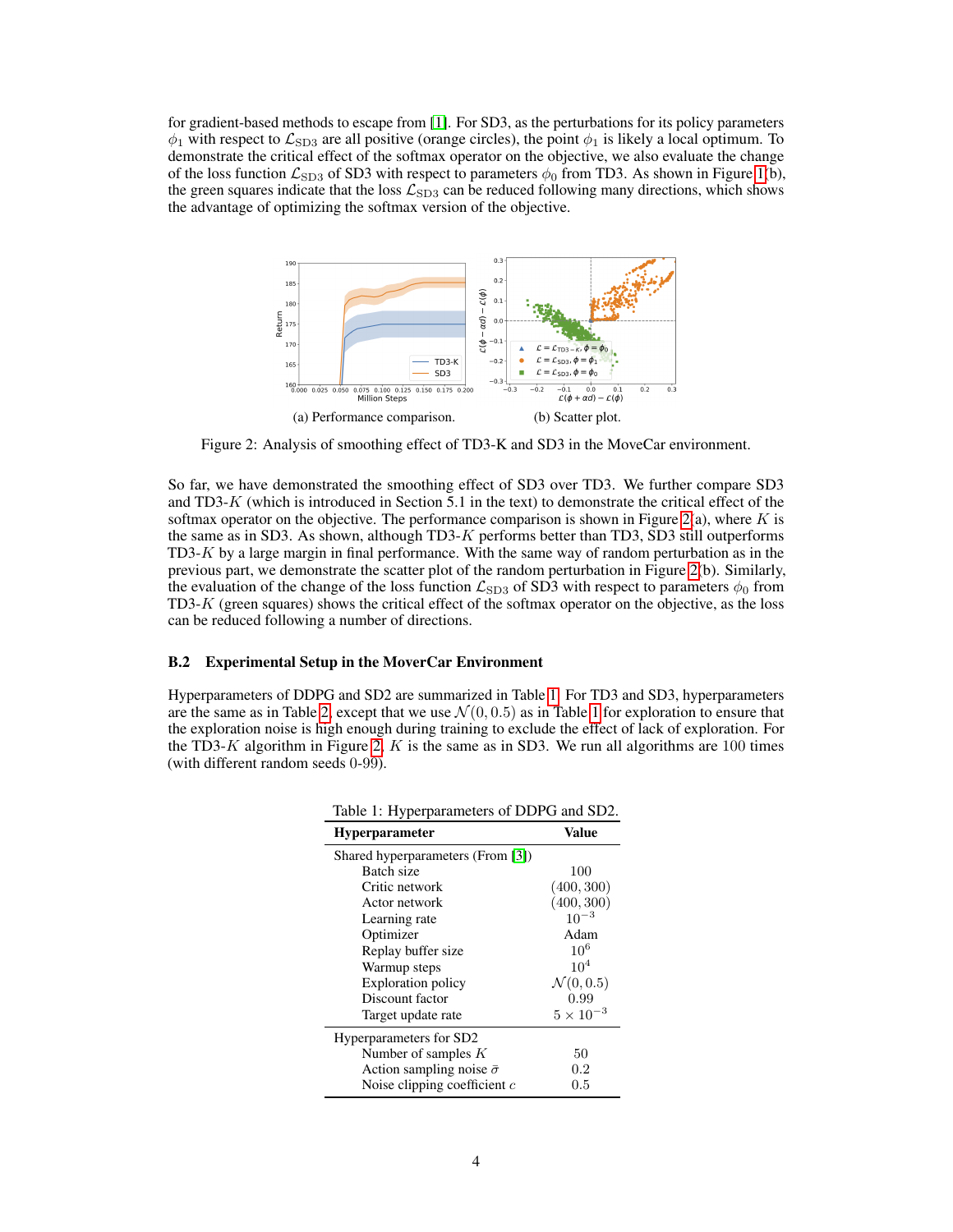for gradient-based methods to escape from [1]. For SD3, as the perturbations for its policy parameters $\phi_1$ with respect to $\mathcal{L}_{\text{SD3}}$ are all positive (orange circles), the point $\phi_1$ is likely a local optimum. To demonstrate the critical effect of the softmax operator on the objective, we also evaluate the change of the loss function $\mathcal{L}_{\text{SD3}}$ of SD3 with respect to parameters $\phi_0$ from TD3. As shown in Figure 1(b), the green squares indicate that the loss $\mathcal{L}_{\text{SD3}}$ can be reduced following many directions, which shows the advantage of optimizing the softmax version of the objective.

(a) Performance comparison.

(b) Scatter plot.

Figure 2: Analysis of smoothing effect of TD3-K and SD3 in the MoveCar environment.

So far, we have demonstrated the smoothing effect of SD3 over TD3. We further compare SD3 and TD3-$K$ (which is introduced in Section 5.1 in the text) to demonstrate the critical effect of the softmax operator on the objective. The performance comparison is shown in Figure 2(a), where $K$ is the same as in SD3. As shown, although TD3-$K$ performs better than TD3, SD3 still outperforms TD3-$K$ by a large margin in final performance. With the same way of random perturbation as in the previous part, we demonstrate the scatter plot of the random perturbation in Figure 2(b). Similarly, the evaluation of the change of the loss function $\mathcal{L}_{\text{SD3}}$ of SD3 with respect to parameters $\phi_0$ from TD3-$K$ (green squares) shows the critical effect of the softmax operator on the objective, as the loss can be reduced following a number of directions.

### B.2 Experimental Setup in the MoverCar Environment

Hyperparameters of DDPG and SD2 are summarized in Table 1. For TD3 and SD3, hyperparameters are the same as in Table 2, except that we use $\mathcal{N}(0, 0.5)$ as in Table 1 for exploration to ensure that the exploration noise is high enough during training to exclude the effect of lack of exploration. For the TD3-$K$ algorithm in Figure 2, $K$ is the same as in SD3. We run all algorithms are 100 times (with different random seeds 0-99).

Table 1: Hyperparameters of DDPG and SD2.

| Hyperparameter | Value |
|---|---|
| Shared hyperparameters (From [3]) | |
| Batch size | 100 |
| Critic network | $(400, 300)$ |
| Actor network | $(400, 300)$ |
| Learning rate | $10^{-3}$ |
| Optimizer | Adam |
| Replay buffer size | $10^6$ |
| Warmup steps | $10^4$ |
| Exploration policy | $\mathcal{N}(0, 0.5)$ |
| Discount factor | 0.99 |
| Target update rate | $5 \times 10^{-3}$ |
| Hyperparameters for SD2 | |
| Number of samples $K$ | 50 |
| Action sampling noise $\bar{\sigma}$ | 0.2 |
| Noise clipping coefficient $c$ | 0.5 |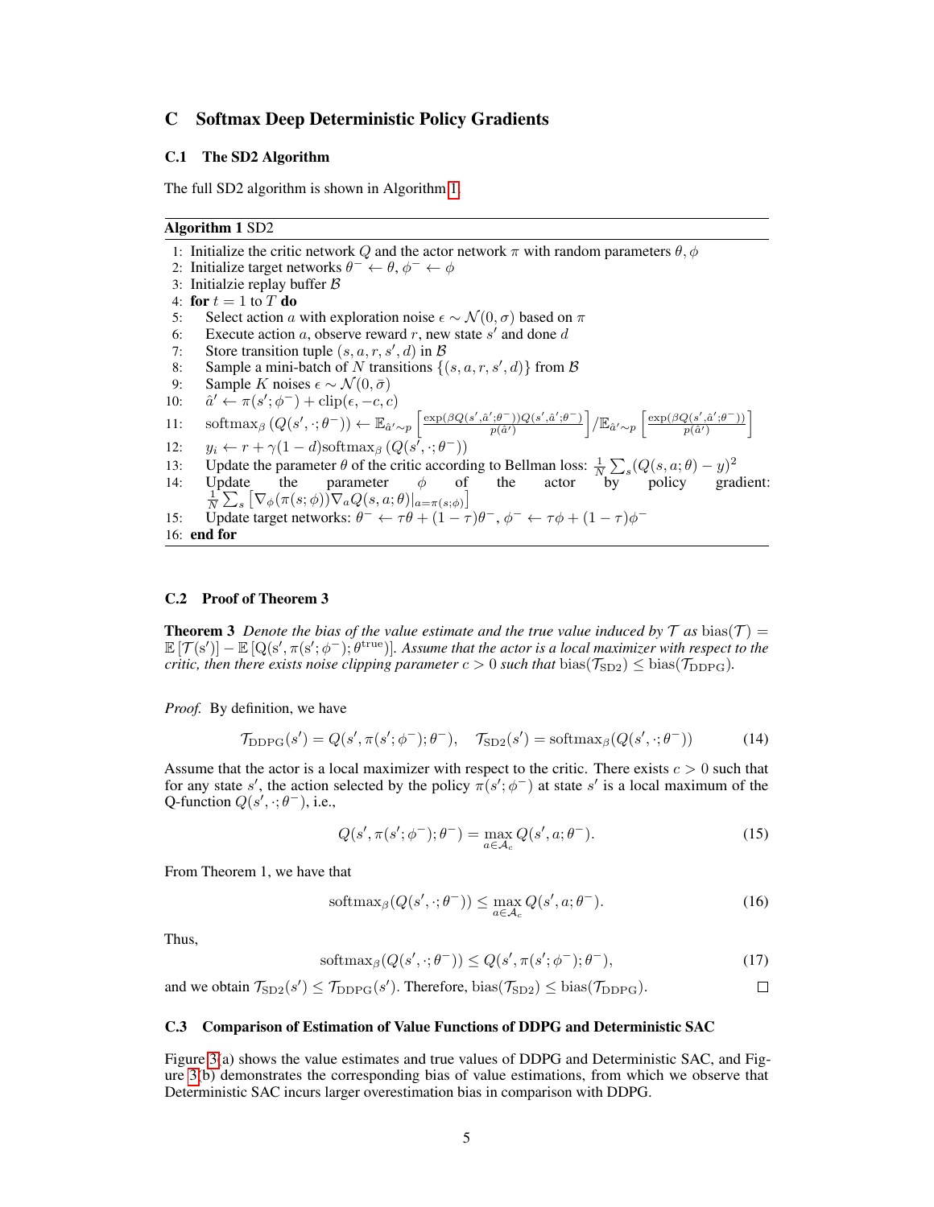# C Softmax Deep Deterministic Policy Gradients

## C.1 The SD2 Algorithm

The full SD2 algorithm is shown in Algorithm 1.

**Algorithm 1** SD2

1: Initialize the critic network $Q$ and the actor network $\pi$ with random parameters $\theta, \phi$
2: Initialize target networks $\theta^- \leftarrow \theta, \phi^- \leftarrow \phi$
3: Initialzie replay buffer $\mathcal{B}$
4: **for** $t = 1$ to $T$ **do**
5: Select action $a$ with exploration noise $\epsilon \sim \mathcal{N}(0, \sigma)$ based on $\pi$
6: Execute action $a$, observe reward $r$, new state $s'$ and done $d$
7: Store transition tuple $(s, a, r, s', d)$ in $\mathcal{B}$
8: Sample a mini-batch of $N$ transitions $\{(s, a, r, s', d)\}$ from $\mathcal{B}$
9: Sample $K$ noises $\epsilon \sim \mathcal{N}(0, \bar{\sigma})$
10: $\hat{a}' \leftarrow \pi(s'; \phi^-) + \text{clip}(\epsilon, -c, c)$
11: $\text{softmax}_\beta\left(Q(s', \cdot; \theta^-)\right) \leftarrow \mathbb{E}_{\hat{a}' \sim p}\left[\frac{\exp(\beta Q(s', \hat{a}'; \theta^-)) Q(s', \hat{a}'; \theta^-)}{p(\hat{a}')}\right] / \mathbb{E}_{\hat{a}' \sim p}\left[\frac{\exp(\beta Q(s', \hat{a}'; \theta^-))}{p(\hat{a}')}\right]$
12: $y_i \leftarrow r + \gamma(1-d)\text{softmax}_\beta\left(Q(s', \cdot; \theta^-)\right)$
13: Update the parameter $\theta$ of the critic according to Bellman loss: $\frac{1}{N}\sum_s (Q(s, a; \theta) - y)^2$
14: Update the parameter $\phi$ of the actor by policy gradient: $\frac{1}{N}\sum_s \left[\nabla_\phi(\pi(s; \phi)) \nabla_a Q(s, a; \theta)|_{a=\pi(s;\phi)}\right]$
15: Update target networks: $\theta^- \leftarrow \tau\theta + (1-\tau)\theta^-$, $\phi^- \leftarrow \tau\phi + (1-\tau)\phi^-$
16: **end for**

## C.2 Proof of Theorem 3

**Theorem 3** *Denote the bias of the value estimate and the true value induced by $\mathcal{T}$ as* $\text{bias}(\mathcal{T}) = \mathbb{E}\left[\mathcal{T}(s')\right] - \mathbb{E}\left[Q(s', \pi(s'; \phi^-); \theta^{\text{true}})\right]$. *Assume that the actor is a local maximizer with respect to the critic, then there exists noise clipping parameter $c > 0$ such that* $\text{bias}(\mathcal{T}_{\text{SD2}}) \leq \text{bias}(\mathcal{T}_{\text{DDPG}})$.

*Proof.* By definition, we have

$$\mathcal{T}_{\text{DDPG}}(s') = Q(s', \pi(s'; \phi^-); \theta^-), \quad \mathcal{T}_{\text{SD2}}(s') = \text{softmax}_\beta(Q(s', \cdot; \theta^-)) \tag{14}$$

Assume that the actor is a local maximizer with respect to the critic. There exists $c > 0$ such that for any state $s'$, the action selected by the policy $\pi(s'; \phi^-)$ at state $s'$ is a local maximum of the Q-function $Q(s', \cdot; \theta^-)$, i.e.,

$$Q(s', \pi(s'; \phi^-); \theta^-) = \max_{a \in \mathcal{A}_c} Q(s', a; \theta^-). \tag{15}$$

From Theorem 1, we have that

$$\text{softmax}_\beta(Q(s', \cdot; \theta^-)) \leq \max_{a \in \mathcal{A}_c} Q(s', a; \theta^-). \tag{16}$$

Thus,

$$\text{softmax}_\beta(Q(s', \cdot; \theta^-)) \leq Q(s', \pi(s'; \phi^-); \theta^-), \tag{17}$$

and we obtain $\mathcal{T}_{\text{SD2}}(s') \leq \mathcal{T}_{\text{DDPG}}(s')$. Therefore, $\text{bias}(\mathcal{T}_{\text{SD2}}) \leq \text{bias}(\mathcal{T}_{\text{DDPG}})$. □

## C.3 Comparison of Estimation of Value Functions of DDPG and Deterministic SAC

Figure 3(a) shows the value estimates and true values of DDPG and Deterministic SAC, and Figure 3(b) demonstrates the corresponding bias of value estimations, from which we observe that Deterministic SAC incurs larger overestimation bias in comparison with DDPG.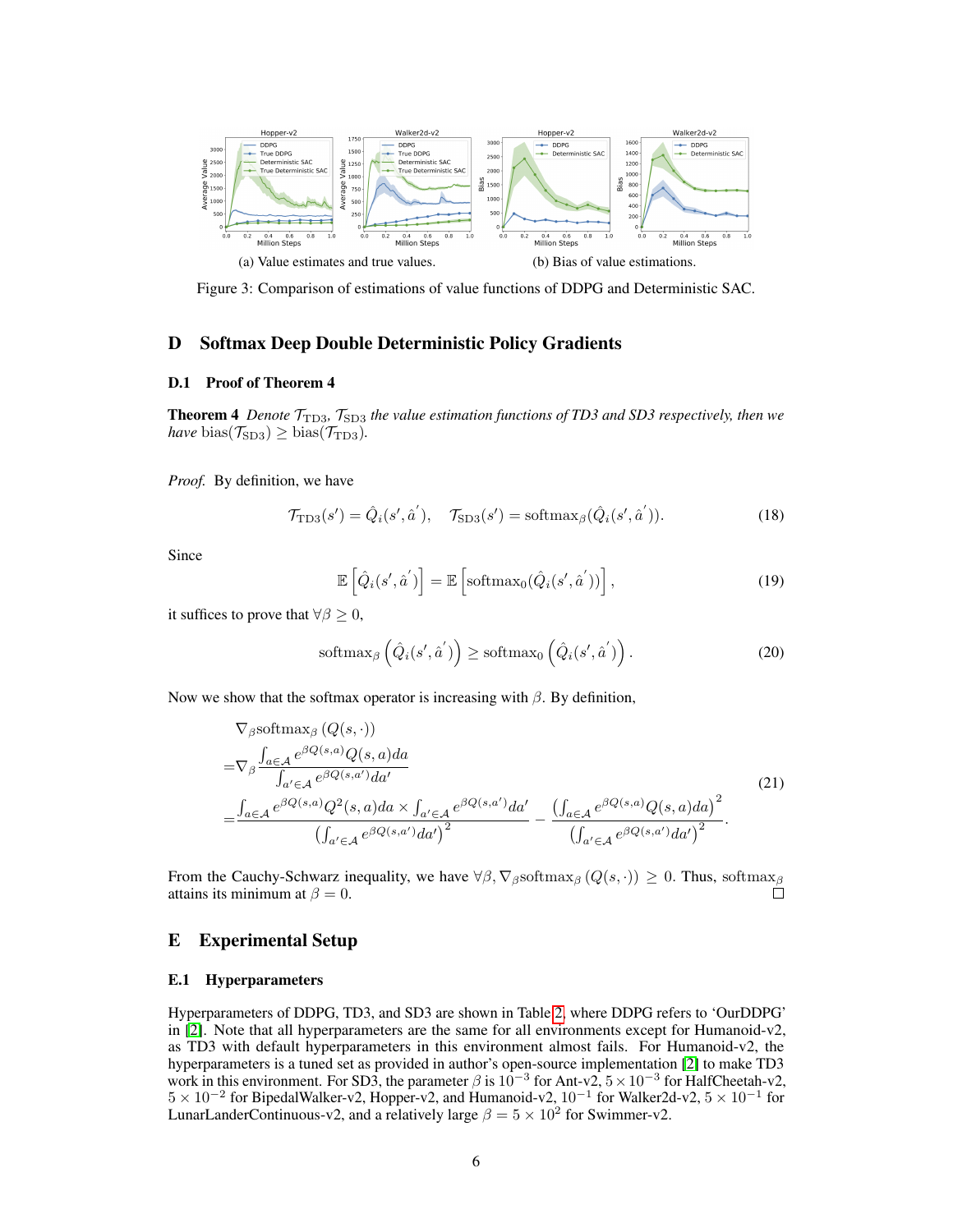(a) Value estimates and true values.

(b) Bias of value estimations.

Figure 3: Comparison of estimations of value functions of DDPG and Deterministic SAC.

## D Softmax Deep Double Deterministic Policy Gradients

### D.1 Proof of Theorem 4

**Theorem 4** *Denote* $\mathcal{T}_{\text{TD3}}$*,* $\mathcal{T}_{\text{SD3}}$ *the value estimation functions of TD3 and SD3 respectively, then we have* $\text{bias}(\mathcal{T}_{\text{SD3}}) \geq \text{bias}(\mathcal{T}_{\text{TD3}})$.

*Proof.* By definition, we have

$$\mathcal{T}_{\text{TD3}}(s') = \hat{Q}_i(s', \hat{a}^{'}), \quad \mathcal{T}_{\text{SD3}}(s') = \text{softmax}_{\beta}(\hat{Q}_i(s', \hat{a}^{'})). \tag{18}$$

Since

$$\mathbb{E}\left[\hat{Q}_i(s', \hat{a}^{'})\right] = \mathbb{E}\left[\text{softmax}_0(\hat{Q}_i(s', \hat{a}^{'}))\right], \tag{19}$$

it suffices to prove that $\forall \beta \geq 0$,

$$\text{softmax}_{\beta}\left(\hat{Q}_i(s', \hat{a}^{'})\right) \geq \text{softmax}_0\left(\hat{Q}_i(s', \hat{a}^{'})\right). \tag{20}$$

Now we show that the softmax operator is increasing with $\beta$. By definition,

$$\begin{aligned}
&\nabla_{\beta}\text{softmax}_{\beta}\left(Q(s, \cdot)\right) \\
=&\nabla_{\beta}\frac{\int_{a \in \mathcal{A}} e^{\beta Q(s,a)} Q(s,a) da}{\int_{a' \in \mathcal{A}} e^{\beta Q(s,a')} da'} \\
=&\frac{\int_{a \in \mathcal{A}} e^{\beta Q(s,a)} Q^2(s,a) da \times \int_{a' \in \mathcal{A}} e^{\beta Q(s,a')} da'}{\left(\int_{a' \in \mathcal{A}} e^{\beta Q(s,a')} da'\right)^2} - \frac{\left(\int_{a \in \mathcal{A}} e^{\beta Q(s,a)} Q(s,a) da\right)^2}{\left(\int_{a' \in \mathcal{A}} e^{\beta Q(s,a')} da'\right)^2}.
\end{aligned} \tag{21}$$

From the Cauchy-Schwarz inequality, we have $\forall \beta, \nabla_{\beta}\text{softmax}_{\beta}\left(Q(s, \cdot)\right) \geq 0$. Thus, $\text{softmax}_{\beta}$ attains its minimum at $\beta = 0$. □

## E Experimental Setup

### E.1 Hyperparameters

Hyperparameters of DDPG, TD3, and SD3 are shown in Table 2, where DDPG refers to 'OurDDPG' in [2]. Note that all hyperparameters are the same for all environments except for Humanoid-v2, as TD3 with default hyperparameters in this environment almost fails. For Humanoid-v2, the hyperparameters is a tuned set as provided in author's open-source implementation [2] to make TD3 work in this environment. For SD3, the parameter $\beta$ is $10^{-3}$ for Ant-v2, $5 \times 10^{-3}$ for HalfCheetah-v2, $5 \times 10^{-2}$ for BipedalWalker-v2, Hopper-v2, and Humanoid-v2, $10^{-1}$ for Walker2d-v2, $5 \times 10^{-1}$ for LunarLanderContinuous-v2, and a relatively large $\beta = 5 \times 10^{2}$ for Swimmer-v2.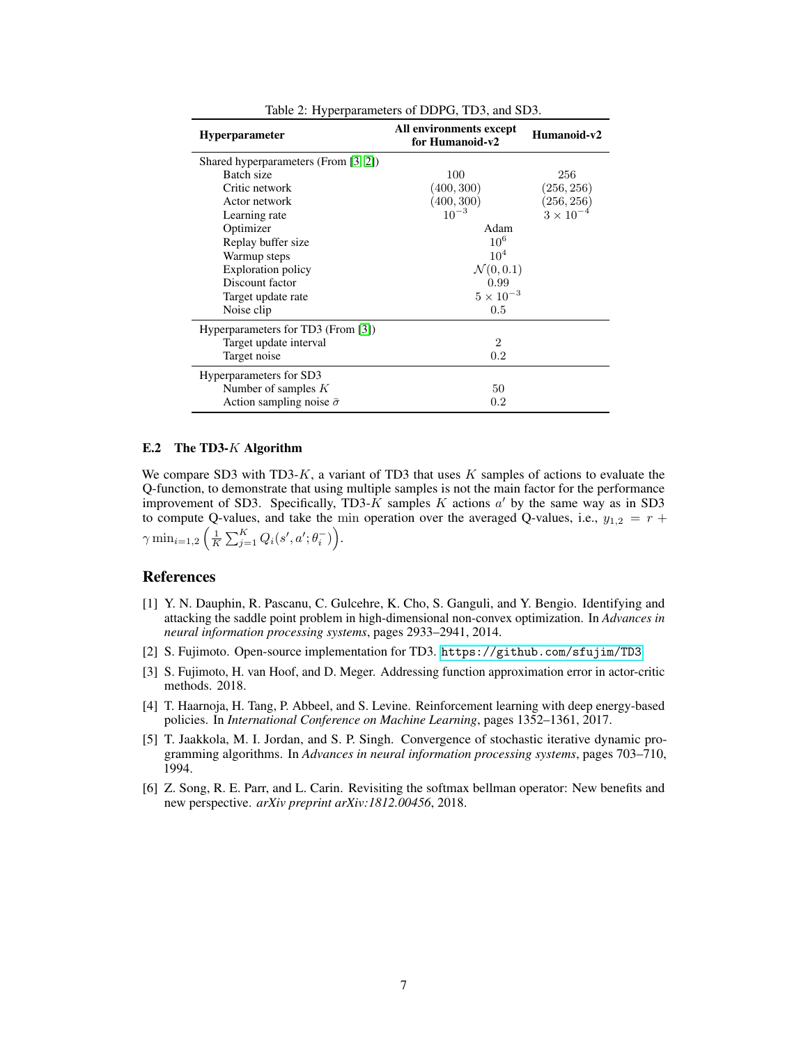Table 2: Hyperparameters of DDPG, TD3, and SD3.

| **Hyperparameter** | **All environments except for Humanoid-v2** | **Humanoid-v2** |
|---|---|---|
| Shared hyperparameters (From [3, 2]) | | |
| Batch size | 100 | 256 |
| Critic network | $(400, 300)$ | $(256, 256)$ |
| Actor network | $(400, 300)$ | $(256, 256)$ |
| Learning rate | $10^{-3}$ | $3 \times 10^{-4}$ |
| Optimizer | Adam | |
| Replay buffer size | $10^6$ | |
| Warmup steps | $10^4$ | |
| Exploration policy | $\mathcal{N}(0, 0.1)$ | |
| Discount factor | 0.99 | |
| Target update rate | $5 \times 10^{-3}$ | |
| Noise clip | 0.5 | |
| Hyperparameters for TD3 (From [3]) | | |
| Target update interval | 2 | |
| Target noise | 0.2 | |
| Hyperparameters for SD3 | | |
| Number of samples $K$ | 50 | |
| Action sampling noise $\bar{\sigma}$ | 0.2 | |

### E.2 The TD3-$K$ Algorithm

We compare SD3 with TD3-$K$, a variant of TD3 that uses $K$ samples of actions to evaluate the Q-function, to demonstrate that using multiple samples is not the main factor for the performance improvement of SD3. Specifically, TD3-$K$ samples $K$ actions $a'$ by the same way as in SD3 to compute Q-values, and take the min operation over the averaged Q-values, i.e., $y_{1,2} = r + \gamma \min_{i=1,2} \left( \frac{1}{K} \sum_{j=1}^{K} Q_i(s', a'; \theta_i^-) \right)$.

## References

[1] Y. N. Dauphin, R. Pascanu, C. Gulcehre, K. Cho, S. Ganguli, and Y. Bengio. Identifying and attacking the saddle point problem in high-dimensional non-convex optimization. In *Advances in neural information processing systems*, pages 2933–2941, 2014.

[2] S. Fujimoto. Open-source implementation for TD3. https://github.com/sfujim/TD3

[3] S. Fujimoto, H. van Hoof, and D. Meger. Addressing function approximation error in actor-critic methods. 2018.

[4] T. Haarnoja, H. Tang, P. Abbeel, and S. Levine. Reinforcement learning with deep energy-based policies. In *International Conference on Machine Learning*, pages 1352–1361, 2017.

[5] T. Jaakkola, M. I. Jordan, and S. P. Singh. Convergence of stochastic iterative dynamic programming algorithms. In *Advances in neural information processing systems*, pages 703–710, 1994.

[6] Z. Song, R. E. Parr, and L. Carin. Revisiting the softmax bellman operator: New benefits and new perspective. *arXiv preprint arXiv:1812.00456*, 2018.